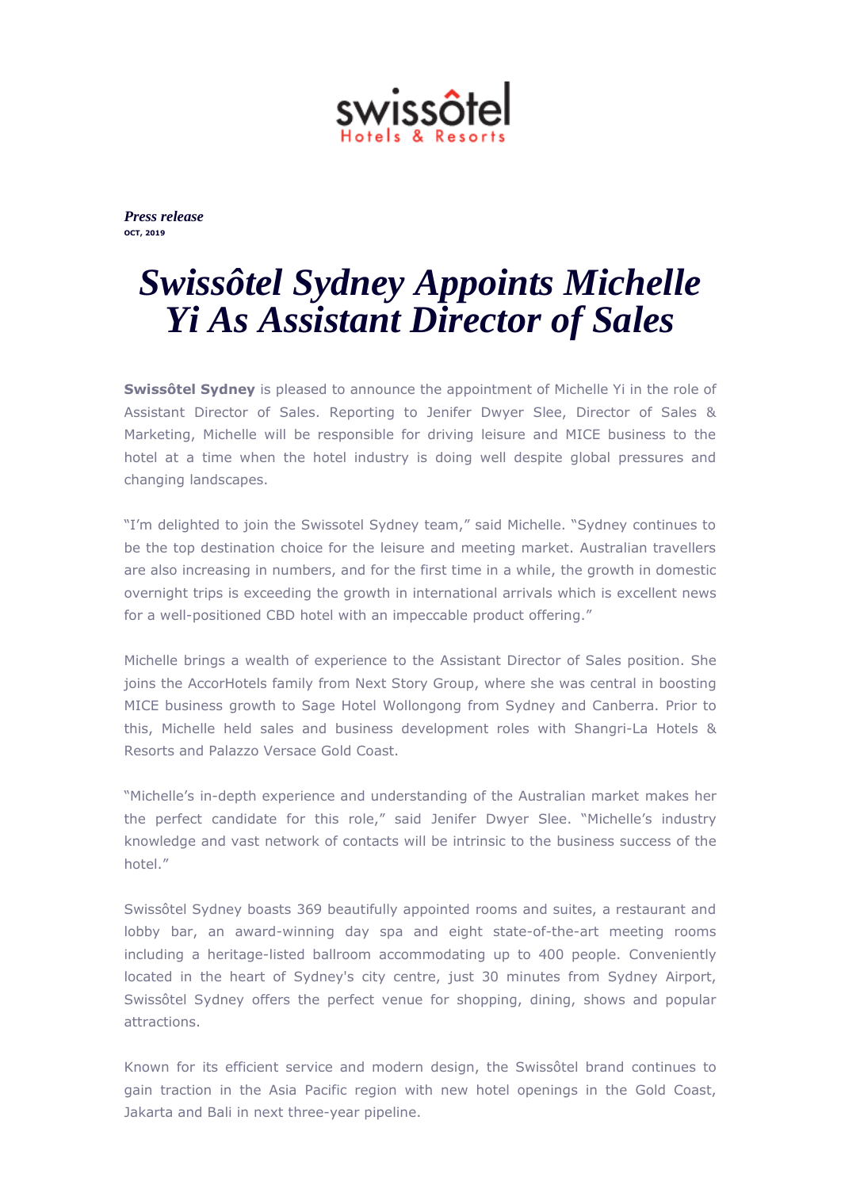swissôtel
Hotels & Resorts

***Press release***
**OCT, 2019**

# *Swissôtel Sydney Appoints Michelle Yi As Assistant Director of Sales*

**Swissôtel Sydney** is pleased to announce the appointment of Michelle Yi in the role of Assistant Director of Sales. Reporting to Jenifer Dwyer Slee, Director of Sales & Marketing, Michelle will be responsible for driving leisure and MICE business to the hotel at a time when the hotel industry is doing well despite global pressures and changing landscapes.

"I'm delighted to join the Swissotel Sydney team," said Michelle. "Sydney continues to be the top destination choice for the leisure and meeting market. Australian travellers are also increasing in numbers, and for the first time in a while, the growth in domestic overnight trips is exceeding the growth in international arrivals which is excellent news for a well-positioned CBD hotel with an impeccable product offering."

Michelle brings a wealth of experience to the Assistant Director of Sales position. She joins the AccorHotels family from Next Story Group, where she was central in boosting MICE business growth to Sage Hotel Wollongong from Sydney and Canberra. Prior to this, Michelle held sales and business development roles with Shangri-La Hotels & Resorts and Palazzo Versace Gold Coast.

"Michelle's in-depth experience and understanding of the Australian market makes her the perfect candidate for this role," said Jenifer Dwyer Slee. "Michelle's industry knowledge and vast network of contacts will be intrinsic to the business success of the hotel."

Swissôtel Sydney boasts 369 beautifully appointed rooms and suites, a restaurant and lobby bar, an award-winning day spa and eight state-of-the-art meeting rooms including a heritage-listed ballroom accommodating up to 400 people. Conveniently located in the heart of Sydney's city centre, just 30 minutes from Sydney Airport, Swissôtel Sydney offers the perfect venue for shopping, dining, shows and popular attractions.

Known for its efficient service and modern design, the Swissôtel brand continues to gain traction in the Asia Pacific region with new hotel openings in the Gold Coast, Jakarta and Bali in next three-year pipeline.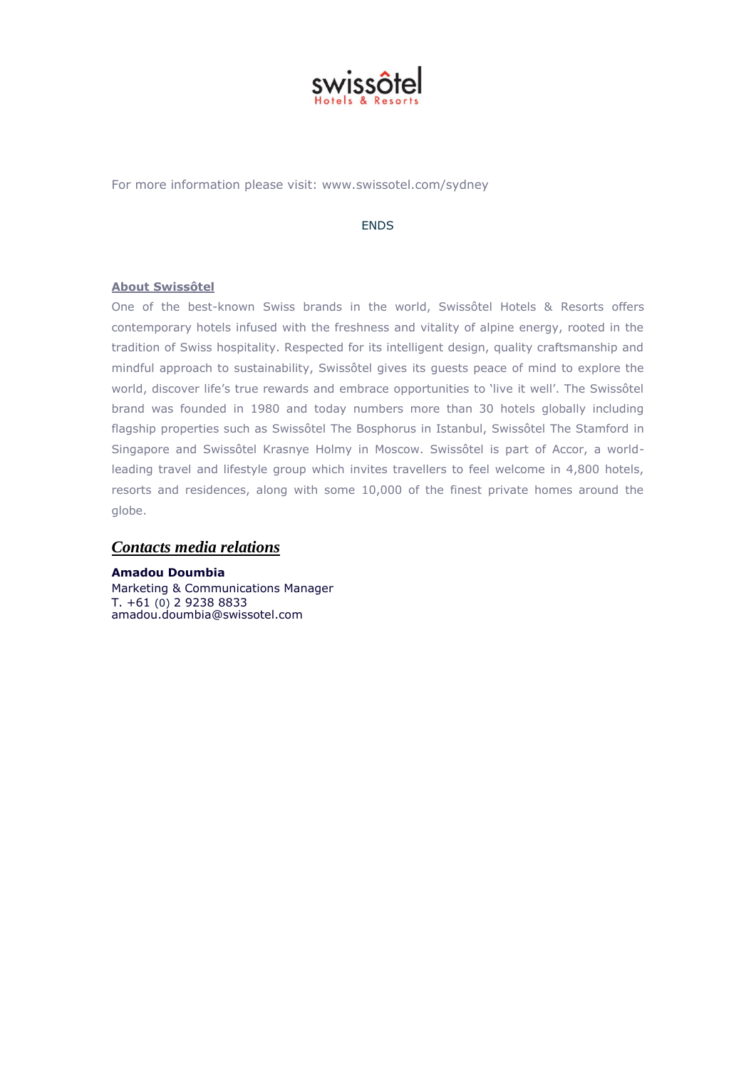For more information please visit: www.swissotel.com/sydney

ENDS

**About Swissôtel**

One of the best-known Swiss brands in the world, Swissôtel Hotels & Resorts offers contemporary hotels infused with the freshness and vitality of alpine energy, rooted in the tradition of Swiss hospitality. Respected for its intelligent design, quality craftsmanship and mindful approach to sustainability, Swissôtel gives its guests peace of mind to explore the world, discover life's true rewards and embrace opportunities to 'live it well'. The Swissôtel brand was founded in 1980 and today numbers more than 30 hotels globally including flagship properties such as Swissôtel The Bosphorus in Istanbul, Swissôtel The Stamford in Singapore and Swissôtel Krasnye Holmy in Moscow. Swissôtel is part of Accor, a world-leading travel and lifestyle group which invites travellers to feel welcome in 4,800 hotels, resorts and residences, along with some 10,000 of the finest private homes around the globe.

## ***Contacts media relations***

**Amadou Doumbia**
Marketing & Communications Manager
T. +61 (0) 2 9238 8833
amadou.doumbia@swissotel.com